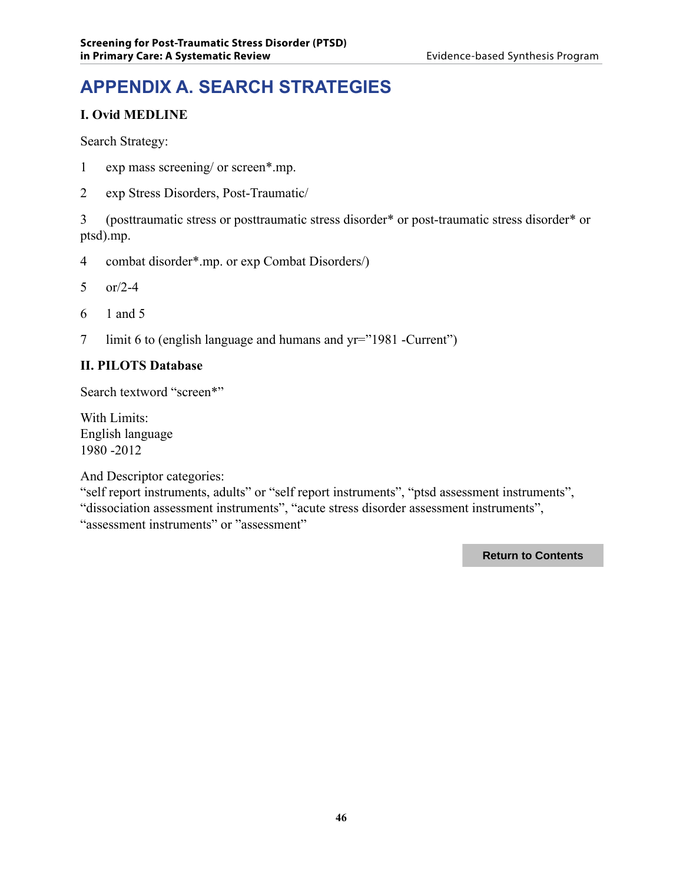# APPENDIX A. SEARCH STRATEGIES

### I. Ovid MEDLINE

Search Strategy:

1 exp mass screening/ or screen*.mp.

2 exp Stress Disorders, Post-Traumatic/

3 (posttraumatic stress or posttraumatic stress disorder* or post-traumatic stress disorder* or ptsd).mp.

4 combat disorder*.mp. or exp Combat Disorders/)

5 or/2-4

6 1 and 5

7 limit 6 to (english language and humans and yr=”1981 -Current”)

### II. PILOTS Database

Search textword “screen*”

With Limits:
English language
1980 -2012

And Descriptor categories:
“self report instruments, adults” or “self report instruments”, “ptsd assessment instruments”, “dissociation assessment instruments”, “acute stress disorder assessment instruments”, “assessment instruments” or ”assessment”

**Return to Contents**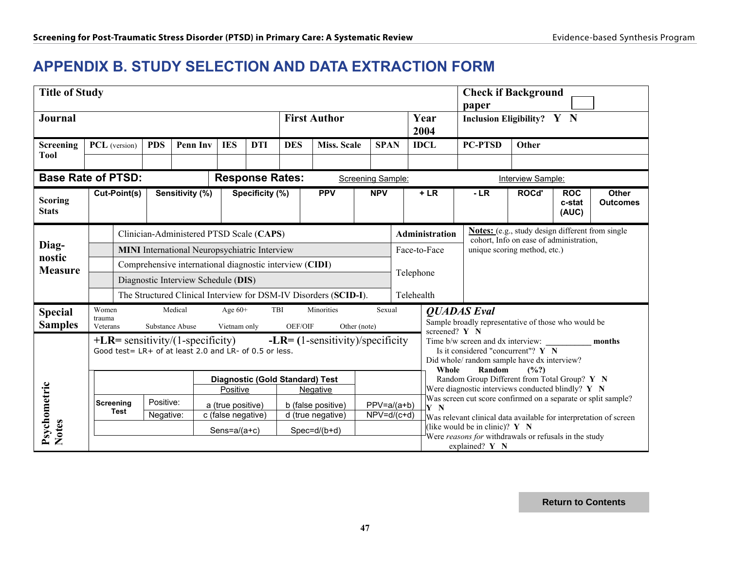# APPENDIX B. STUDY SELECTION AND DATA EXTRACTION FORM

| **Title of Study** | | | | **Check if Background paper** ☐ |
|---|---|---|---|---|
| **Journal** | **First Author** | | **Year 2004** | **Inclusion Eligibility? Y N** |

| **Screening Tool** | **PCL** (version) | **PDS** | **Penn Inv** | **IES** | **DTI** | **DES** | **Miss. Scale** | **SPAN** | **IDCL** | **PC-PTSD** | **Other** |
|---|---|---|---|---|---|---|---|---|---|---|---|
| | | | | | | | | | | | |

**Base Rate of PTSD:** &nbsp;&nbsp; **Response Rates:** &nbsp;&nbsp; Screening Sample: &nbsp;&nbsp; Interview Sample:

| **Scoring Stats** | **Cut-Point(s)** | **Sensitivity (%)** | **Specificity (%)** | **PPV** | **NPV** | **+ LR** | **- LR** | **ROCd'** | **ROC c-stat (AUC)** | **Other Outcomes** |
|---|---|---|---|---|---|---|---|---|---|---|
| | | | | | | | | | | |

| **Diagnostic Measure** | | | **Administration** | **Notes:** (e.g., study design different from single cohort, Info on ease of administration, unique scoring method, etc.) |
|---|---|---|---|---|
| | ☐ | Clinician-Administered PTSD Scale (**CAPS**) | Face-to-Face | |
| | ☐ | **MINI** International Neuropsychiatric Interview | Telephone | |
| | ☐ | Comprehensive international diagnostic interview (**CIDI**) | Telehealth | |
| | ☐ | Diagnostic Interview Schedule (**DIS**) | | |
| | ☐ | The Structured Clinical Interview for DSM-IV Disorders (**SCID-I**). | | |

**Special Samples**

Women trauma &nbsp; Medical &nbsp; Age 60+ &nbsp; TBI &nbsp; Minorities &nbsp; Sexual
Veterans &nbsp; Substance Abuse &nbsp; Vietnam only &nbsp; OEF/OIF &nbsp; Other (note)

**Psychometric Notes**

**+LR**= sensitivity/(1-specificity) &nbsp;&nbsp; **-LR**= (1-sensitivity)/specificity

Good test= LR+ of at least 2.0 and LR- of 0.5 or less.

| | | **Diagnostic (Gold Standard) Test** | | |
|---|---|---|---|---|
| | | Positive | Negative | |
| **Screening Test** | Positive: | a (true positive) | b (false positive) | PPV=a/(a+b) |
| | Negative: | c (false negative) | d (true negative) | NPV=d/(c+d) |
| | | Sens=a/(a+c) | Spec=d/(b+d) | |

***QUADAS Eval***

Sample broadly representative of those who would be screened? **Y N**

Time b/w screen and dx interview: __________ **months**

Is it considered "concurrent"? **Y N**

Did whole/ random sample have dx interview?

**Whole** &nbsp; **Random** &nbsp; **(%?)**

Random Group Different from Total Group? **Y N**

Were diagnostic interviews conducted blindly? **Y N**

Was screen cut score confirmed on a separate or split sample? **Y N**

Was relevant clinical data available for interpretation of screen (like would be in clinic)? **Y N**

Were *reasons for* withdrawals or refusals in the study explained? **Y N**

**Return to Contents**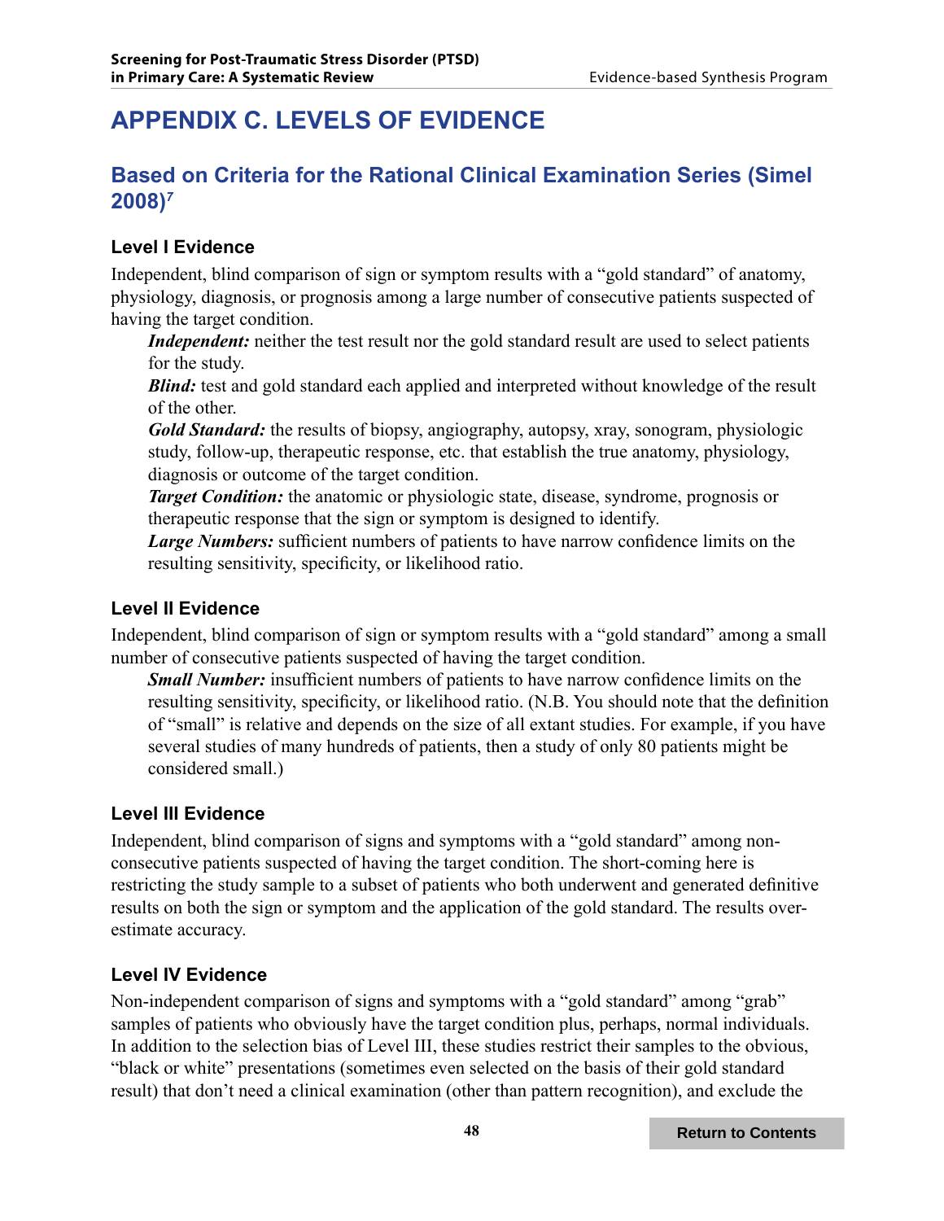# APPENDIX C. LEVELS OF EVIDENCE

## Based on Criteria for the Rational Clinical Examination Series (Simel 2008)[7]

### Level I Evidence

Independent, blind comparison of sign or symptom results with a "gold standard" of anatomy, physiology, diagnosis, or prognosis among a large number of consecutive patients suspected of having the target condition.

> ***Independent:*** neither the test result nor the gold standard result are used to select patients for the study.
>
> ***Blind:*** test and gold standard each applied and interpreted without knowledge of the result of the other.
>
> ***Gold Standard:*** the results of biopsy, angiography, autopsy, xray, sonogram, physiologic study, follow-up, therapeutic response, etc. that establish the true anatomy, physiology, diagnosis or outcome of the target condition.
>
> ***Target Condition:*** the anatomic or physiologic state, disease, syndrome, prognosis or therapeutic response that the sign or symptom is designed to identify.
>
> ***Large Numbers:*** sufficient numbers of patients to have narrow confidence limits on the resulting sensitivity, specificity, or likelihood ratio.

### Level II Evidence

Independent, blind comparison of sign or symptom results with a "gold standard" among a small number of consecutive patients suspected of having the target condition.

> ***Small Number:*** insufficient numbers of patients to have narrow confidence limits on the resulting sensitivity, specificity, or likelihood ratio. (N.B. You should note that the definition of "small" is relative and depends on the size of all extant studies. For example, if you have several studies of many hundreds of patients, then a study of only 80 patients might be considered small.)

### Level III Evidence

Independent, blind comparison of signs and symptoms with a "gold standard" among non-consecutive patients suspected of having the target condition. The short-coming here is restricting the study sample to a subset of patients who both underwent and generated definitive results on both the sign or symptom and the application of the gold standard. The results over-estimate accuracy.

### Level IV Evidence

Non-independent comparison of signs and symptoms with a "gold standard" among "grab" samples of patients who obviously have the target condition plus, perhaps, normal individuals. In addition to the selection bias of Level III, these studies restrict their samples to the obvious, "black or white" presentations (sometimes even selected on the basis of their gold standard result) that don't need a clinical examination (other than pattern recognition), and exclude the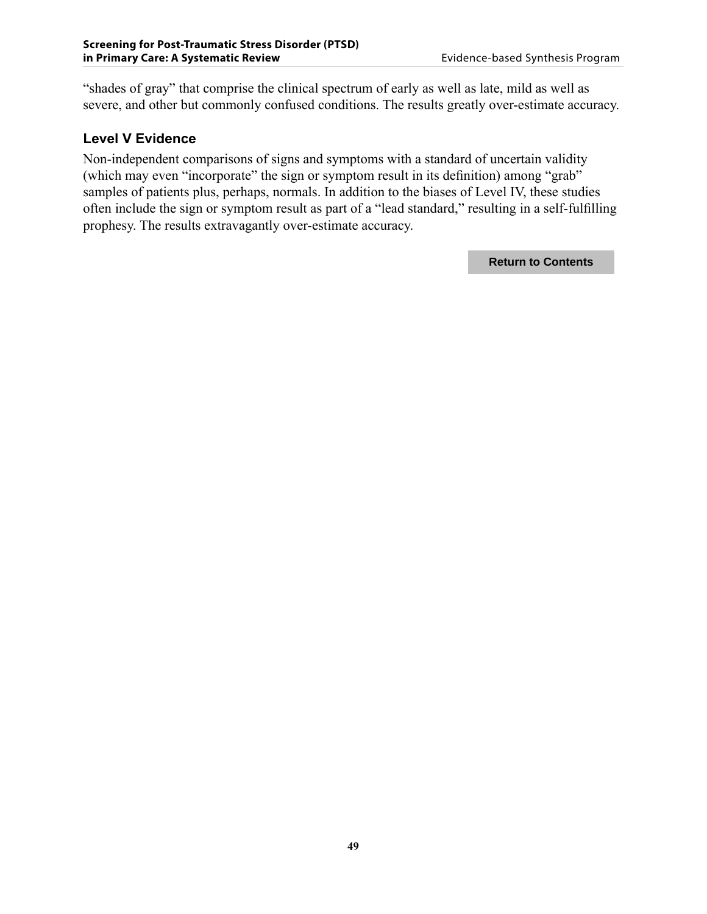"shades of gray" that comprise the clinical spectrum of early as well as late, mild as well as severe, and other but commonly confused conditions. The results greatly over-estimate accuracy.

### Level V Evidence

Non-independent comparisons of signs and symptoms with a standard of uncertain validity (which may even "incorporate" the sign or symptom result in its definition) among "grab" samples of patients plus, perhaps, normals. In addition to the biases of Level IV, these studies often include the sign or symptom result as part of a "lead standard," resulting in a self-fulfilling prophesy. The results extravagantly over-estimate accuracy.

**Return to Contents**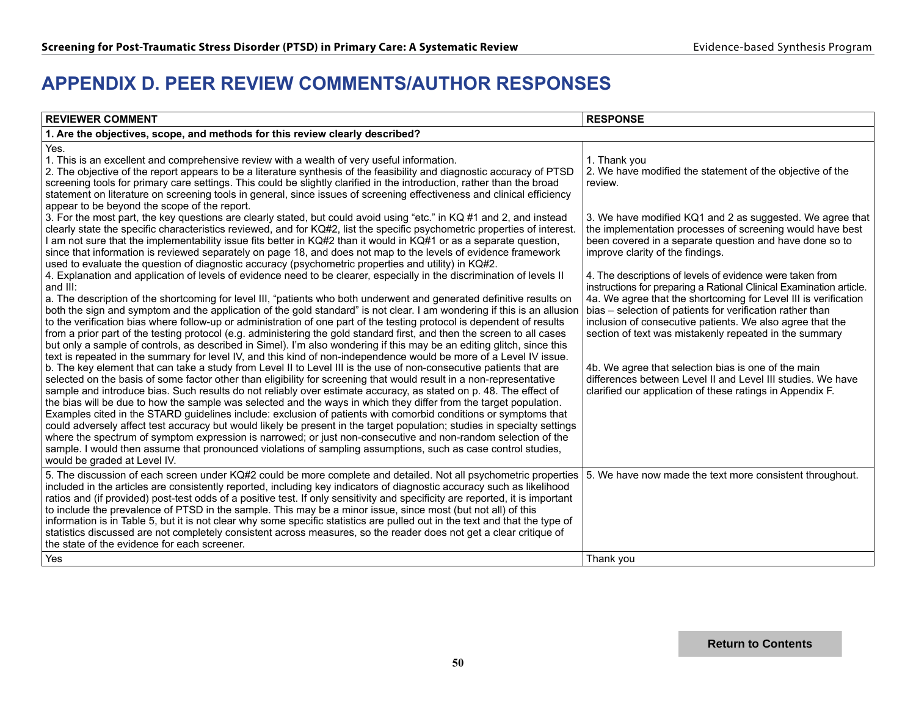# APPENDIX D. PEER REVIEW COMMENTS/AUTHOR RESPONSES

| REVIEWER COMMENT | RESPONSE |
|---|---|
| **1. Are the objectives, scope, and methods for this review clearly described?** | |
| Yes.<br>1. This is an excellent and comprehensive review with a wealth of very useful information.<br>2. The objective of the report appears to be a literature synthesis of the feasibility and diagnostic accuracy of PTSD screening tools for primary care settings. This could be slightly clarified in the introduction, rather than the broad statement on literature on screening tools in general, since issues of screening effectiveness and clinical efficiency appear to be beyond the scope of the report.<br>3. For the most part, the key questions are clearly stated, but could avoid using "etc." in KQ #1 and 2, and instead clearly state the specific characteristics reviewed, and for KQ#2, list the specific psychometric properties of interest. I am not sure that the implementability issue fits better in KQ#2 than it would in KQ#1 or as a separate question, since that information is reviewed separately on page 18, and does not map to the levels of evidence framework used to evaluate the question of diagnostic accuracy (psychometric properties and utility) in KQ#2.<br>4. Explanation and application of levels of evidence need to be clearer, especially in the discrimination of levels II and III:<br>a. The description of the shortcoming for level III, "patients who both underwent and generated definitive results on both the sign and symptom and the application of the gold standard" is not clear. I am wondering if this is an allusion to the verification bias where follow-up or administration of one part of the testing protocol is dependent of results from a prior part of the testing protocol (e.g. administering the gold standard first, and then the screen to all cases but only a sample of controls, as described in Simel). I'm also wondering if this may be an editing glitch, since this text is repeated in the summary for level IV, and this kind of non-independence would be more of a Level IV issue.<br>b. The key element that can take a study from Level II to Level III is the use of non-consecutive patients that are selected on the basis of some factor other than eligibility for screening that would result in a non-representative sample and introduce bias. Such results do not reliably over estimate accuracy, as stated on p. 48. The effect of the bias will be due to how the sample was selected and the ways in which they differ from the target population. Examples cited in the STARD guidelines include: exclusion of patients with comorbid conditions or symptoms that could adversely affect test accuracy but would likely be present in the target population; studies in specialty settings where the spectrum of symptom expression is narrowed; or just non-consecutive and non-random selection of the sample. I would then assume that pronounced violations of sampling assumptions, such as case control studies, would be graded at Level IV. | 1. Thank you<br>2. We have modified the statement of the objective of the review.<br><br>3. We have modified KQ1 and 2 as suggested. We agree that the implementation processes of screening would have best been covered in a separate question and have done so to improve clarity of the findings.<br><br>4. The descriptions of levels of evidence were taken from instructions for preparing a Rational Clinical Examination article.<br>4a. We agree that the shortcoming for Level III is verification bias – selection of patients for verification rather than inclusion of consecutive patients. We also agree that the section of text was mistakenly repeated in the summary<br><br>4b. We agree that selection bias is one of the main differences between Level II and Level III studies. We have clarified our application of these ratings in Appendix F. |
| 5. The discussion of each screen under KQ#2 could be more complete and detailed. Not all psychometric properties included in the articles are consistently reported, including key indicators of diagnostic accuracy such as likelihood ratios and (if provided) post-test odds of a positive test. If only sensitivity and specificity are reported, it is important to include the prevalence of PTSD in the sample. This may be a minor issue, since most (but not all) of this information is in Table 5, but it is not clear why some specific statistics are pulled out in the text and that the type of statistics discussed are not completely consistent across measures, so the reader does not get a clear critique of the state of the evidence for each screener. | 5. We have now made the text more consistent throughout. |
| Yes | Thank you |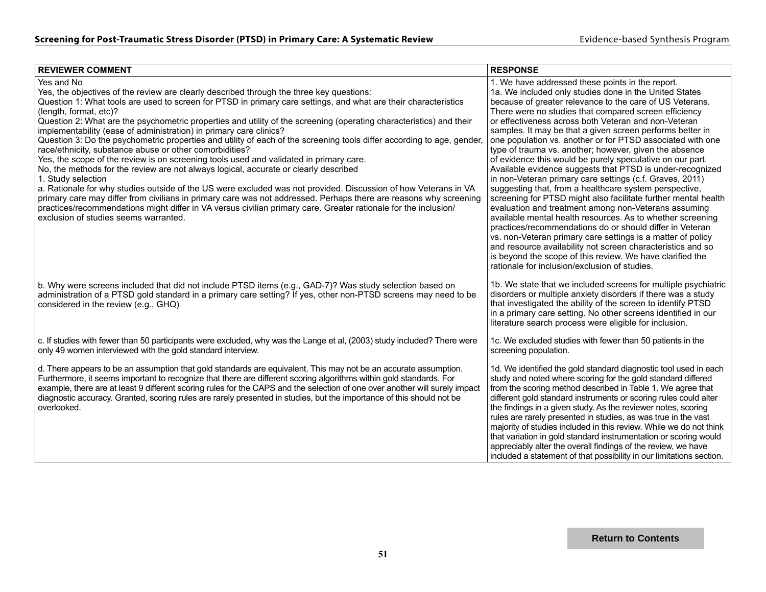| REVIEWER COMMENT | RESPONSE |
|---|---|
| Yes and No<br>Yes, the objectives of the review are clearly described through the three key questions:<br>Question 1: What tools are used to screen for PTSD in primary care settings, and what are their characteristics (length, format, etc)?<br>Question 2: What are the psychometric properties and utility of the screening (operating characteristics) and their implementability (ease of administration) in primary care clinics?<br>Question 3: Do the psychometric properties and utility of each of the screening tools differ according to age, gender, race/ethnicity, substance abuse or other comorbidities?<br>Yes, the scope of the review is on screening tools used and validated in primary care.<br>No, the methods for the review are not always logical, accurate or clearly described<br>1. Study selection<br>a. Rationale for why studies outside of the US were excluded was not provided. Discussion of how Veterans in VA primary care may differ from civilians in primary care was not addressed. Perhaps there are reasons why screening practices/recommendations might differ in VA versus civilian primary care. Greater rationale for the inclusion/exclusion of studies seems warranted. | 1. We have addressed these points in the report.<br>1a. We included only studies done in the United States because of greater relevance to the care of US Veterans. There were no studies that compared screen efficiency or effectiveness across both Veteran and non-Veteran samples. It may be that a given screen performs better in one population vs. another or for PTSD associated with one type of trauma vs. another; however, given the absence of evidence this would be purely speculative on our part. Available evidence suggests that PTSD is under-recognized in non-Veteran primary care settings (c.f. Graves, 2011) suggesting that, from a healthcare system perspective, screening for PTSD might also facilitate further mental health evaluation and treatment among non-Veterans assuming available mental health resources. As to whether screening practices/recommendations do or should differ in Veteran vs. non-Veteran primary care settings is a matter of policy and resource availability not screen characteristics and so is beyond the scope of this review. We have clarified the rationale for inclusion/exclusion of studies. |
| b. Why were screens included that did not include PTSD items (e.g., GAD-7)? Was study selection based on administration of a PTSD gold standard in a primary care setting? If yes, other non-PTSD screens may need to be considered in the review (e.g., GHQ) | 1b. We state that we included screens for multiple psychiatric disorders or multiple anxiety disorders if there was a study that investigated the ability of the screen to identify PTSD in a primary care setting. No other screens identified in our literature search process were eligible for inclusion. |
| c. If studies with fewer than 50 participants were excluded, why was the Lange et al, (2003) study included? There were only 49 women interviewed with the gold standard interview. | 1c. We excluded studies with fewer than 50 patients in the screening population. |
| d. There appears to be an assumption that gold standards are equivalent. This may not be an accurate assumption. Furthermore, it seems important to recognize that there are different scoring algorithms within gold standards. For example, there are at least 9 different scoring rules for the CAPS and the selection of one over another will surely impact diagnostic accuracy. Granted, scoring rules are rarely presented in studies, but the importance of this should not be overlooked. | 1d. We identified the gold standard diagnostic tool used in each study and noted where scoring for the gold standard differed from the scoring method described in Table 1. We agree that different gold standard instruments or scoring rules could alter the findings in a given study. As the reviewer notes, scoring rules are rarely presented in studies, as was true in the vast majority of studies included in this review. While we do not think that variation in gold standard instrumentation or scoring would appreciably alter the overall findings of the review, we have included a statement of that possibility in our limitations section. |

Return to Contents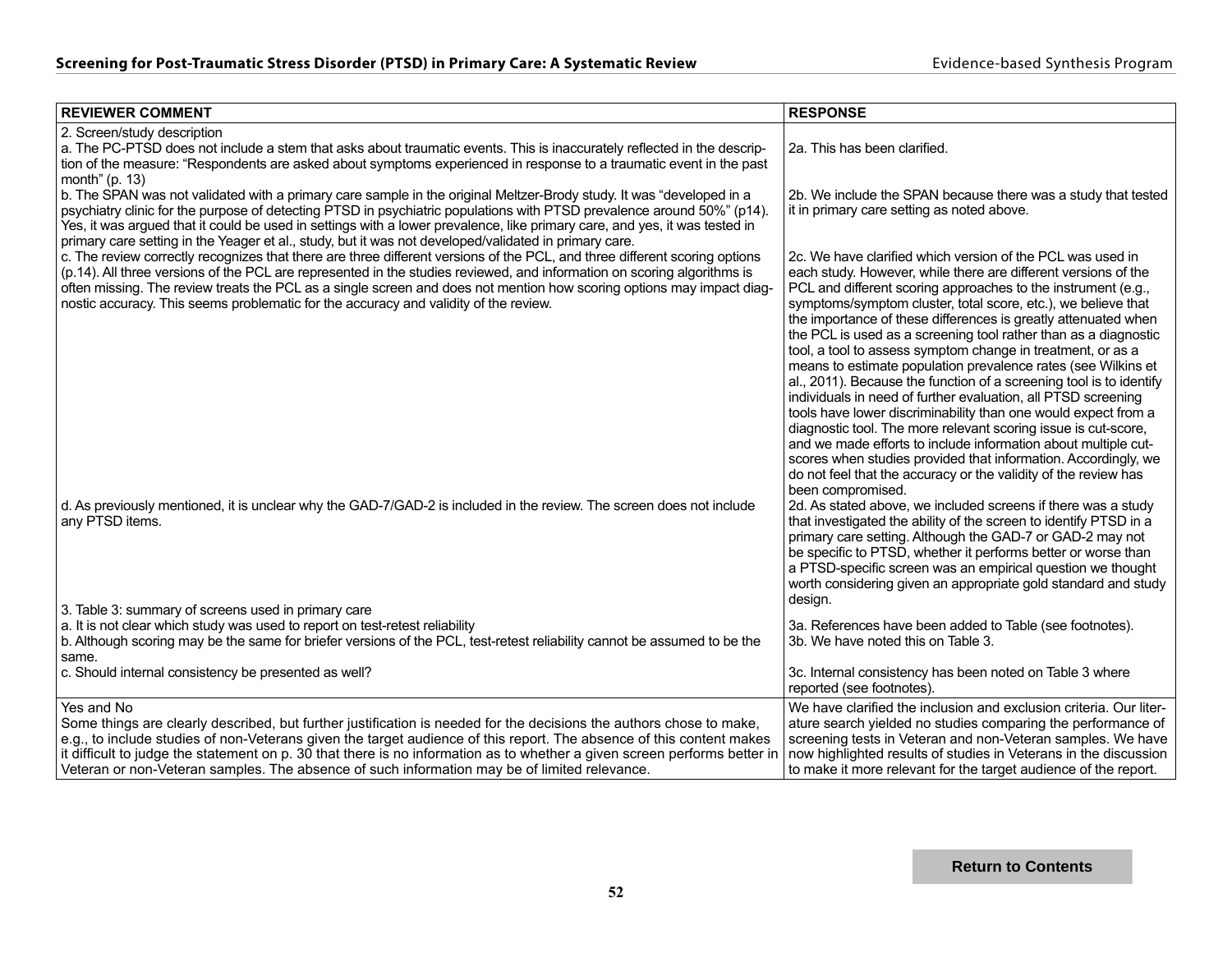| REVIEWER COMMENT | RESPONSE |
|---|---|
| 2. Screen/study description<br>a. The PC-PTSD does not include a stem that asks about traumatic events. This is inaccurately reflected in the description of the measure: “Respondents are asked about symptoms experienced in response to a traumatic event in the past month” (p. 13) | 2a. This has been clarified. |
| b. The SPAN was not validated with a primary care sample in the original Meltzer-Brody study. It was “developed in a psychiatry clinic for the purpose of detecting PTSD in psychiatric populations with PTSD prevalence around 50%” (p14). Yes, it was argued that it could be used in settings with a lower prevalence, like primary care, and yes, it was tested in primary care setting in the Yeager et al., study, but it was not developed/validated in primary care. | 2b. We include the SPAN because there was a study that tested it in primary care setting as noted above. |
| c. The review correctly recognizes that there are three different versions of the PCL, and three different scoring options (p.14). All three versions of the PCL are represented in the studies reviewed, and information on scoring algorithms is often missing. The review treats the PCL as a single screen and does not mention how scoring options may impact diagnostic accuracy. This seems problematic for the accuracy and validity of the review. | 2c. We have clarified which version of the PCL was used in each study. However, while there are different versions of the PCL and different scoring approaches to the instrument (e.g., symptoms/symptom cluster, total score, etc.), we believe that the importance of these differences is greatly attenuated when the PCL is used as a screening tool rather than as a diagnostic tool, a tool to assess symptom change in treatment, or as a means to estimate population prevalence rates (see Wilkins et al., 2011). Because the function of a screening tool is to identify individuals in need of further evaluation, all PTSD screening tools have lower discriminability than one would expect from a diagnostic tool. The more relevant scoring issue is cut-score, and we made efforts to include information about multiple cut-scores when studies provided that information. Accordingly, we do not feel that the accuracy or the validity of the review has been compromised. |
| d. As previously mentioned, it is unclear why the GAD-7/GAD-2 is included in the review. The screen does not include any PTSD items. | 2d. As stated above, we included screens if there was a study that investigated the ability of the screen to identify PTSD in a primary care setting. Although the GAD-7 or GAD-2 may not be specific to PTSD, whether it performs better or worse than a PTSD-specific screen was an empirical question we thought worth considering given an appropriate gold standard and study design. |
| 3. Table 3: summary of screens used in primary care<br>a. It is not clear which study was used to report on test-retest reliability | 3a. References have been added to Table (see footnotes). |
| b. Although scoring may be the same for briefer versions of the PCL, test-retest reliability cannot be assumed to be the same. | 3b. We have noted this on Table 3. |
| c. Should internal consistency be presented as well? | 3c. Internal consistency has been noted on Table 3 where reported (see footnotes). |
| Yes and No<br>Some things are clearly described, but further justification is needed for the decisions the authors chose to make, e.g., to include studies of non-Veterans given the target audience of this report. The absence of this content makes it difficult to judge the statement on p. 30 that there is no information as to whether a given screen performs better in Veteran or non-Veteran samples. The absence of such information may be of limited relevance. | We have clarified the inclusion and exclusion criteria. Our literature search yielded no studies comparing the performance of screening tests in Veteran and non-Veteran samples. We have now highlighted results of studies in Veterans in the discussion to make it more relevant for the target audience of the report. |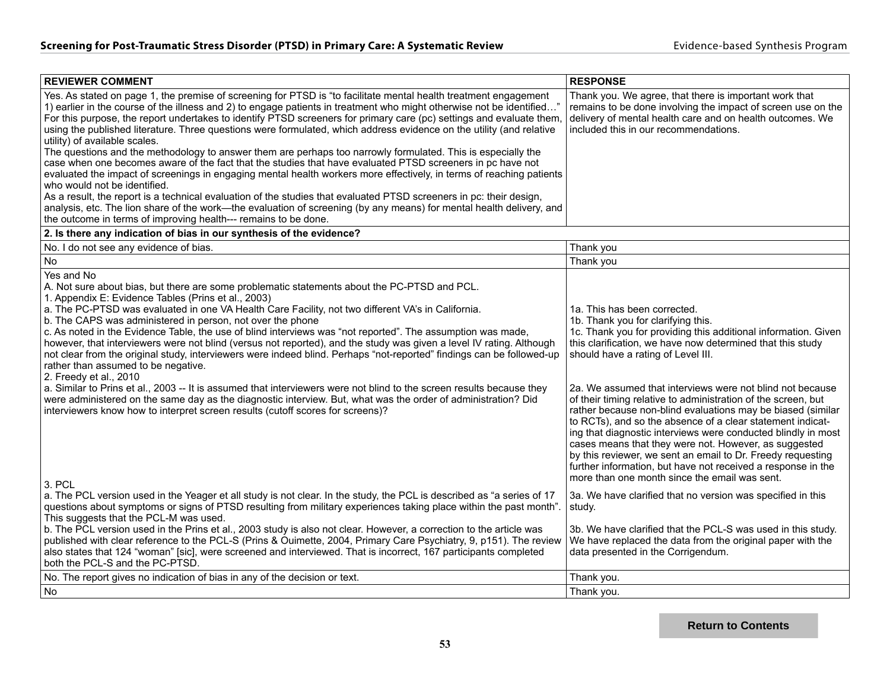| REVIEWER COMMENT | RESPONSE |
|---|---|
| Yes. As stated on page 1, the premise of screening for PTSD is "to facilitate mental health treatment engagement 1) earlier in the course of the illness and 2) to engage patients in treatment who might otherwise not be identified…" For this purpose, the report undertakes to identify PTSD screeners for primary care (pc) settings and evaluate them, using the published literature. Three questions were formulated, which address evidence on the utility (and relative utility) of available scales.<br>The questions and the methodology to answer them are perhaps too narrowly formulated. This is especially the case when one becomes aware of the fact that the studies that have evaluated PTSD screeners in pc have not evaluated the impact of screenings in engaging mental health workers more effectively, in terms of reaching patients who would not be identified.<br>As a result, the report is a technical evaluation of the studies that evaluated PTSD screeners in pc: their design, analysis, etc. The lion share of the work—the evaluation of screening (by any means) for mental health delivery, and the outcome in terms of improving health--- remains to be done. | Thank you. We agree, that there is important work that remains to be done involving the impact of screen use on the delivery of mental health care and on health outcomes. We included this in our recommendations. |
| **2. Is there any indication of bias in our synthesis of the evidence?** | |
| No. I do not see any evidence of bias. | Thank you |
| No | Thank you |
| Yes and No<br>A. Not sure about bias, but there are some problematic statements about the PC-PTSD and PCL.<br>1. Appendix E: Evidence Tables (Prins et al., 2003)<br>a. The PC-PTSD was evaluated in one VA Health Care Facility, not two different VA's in California.<br>b. The CAPS was administered in person, not over the phone<br>c. As noted in the Evidence Table, the use of blind interviews was "not reported". The assumption was made, however, that interviewers were not blind (versus not reported), and the study was given a level IV rating. Although not clear from the original study, interviewers were indeed blind. Perhaps "not-reported" findings can be followed-up rather than assumed to be negative.<br>2. Freedy et al., 2010<br>a. Similar to Prins et al., 2003 -- It is assumed that interviewers were not blind to the screen results because they were administered on the same day as the diagnostic interview. But, what was the order of administration? Did interviewers know how to interpret screen results (cutoff scores for screens)?<br>3. PCL<br>a. The PCL version used in the Yeager et all study is not clear. In the study, the PCL is described as "a series of 17 questions about symptoms or signs of PTSD resulting from military experiences taking place within the past month". This suggests that the PCL-M was used.<br>b. The PCL version used in the Prins et al., 2003 study is also not clear. However, a correction to the article was published with clear reference to the PCL-S (Prins & Ouimette, 2004, Primary Care Psychiatry, 9, p151). The review also states that 124 "woman" [sic], were screened and interviewed. That is incorrect, 167 participants completed both the PCL-S and the PC-PTSD. | 1a. This has been corrected.<br>1b. Thank you for clarifying this.<br>1c. Thank you for providing this additional information. Given this clarification, we have now determined that this study should have a rating of Level III.<br>2a. We assumed that interviews were not blind not because of their timing relative to administration of the screen, but rather because non-blind evaluations may be biased (similar to RCTs), and so the absence of a clear statement indicating that diagnostic interviews were conducted blindly in most cases means that they were not. However, as suggested by this reviewer, we sent an email to Dr. Freedy requesting further information, but have not received a response in the more than one month since the email was sent.<br>3a. We have clarified that no version was specified in this study.<br>3b. We have clarified that the PCL-S was used in this study. We have replaced the data from the original paper with the data presented in the Corrigendum. |
| No. The report gives no indication of bias in any of the decision or text. | Thank you. |
| No | Thank you. |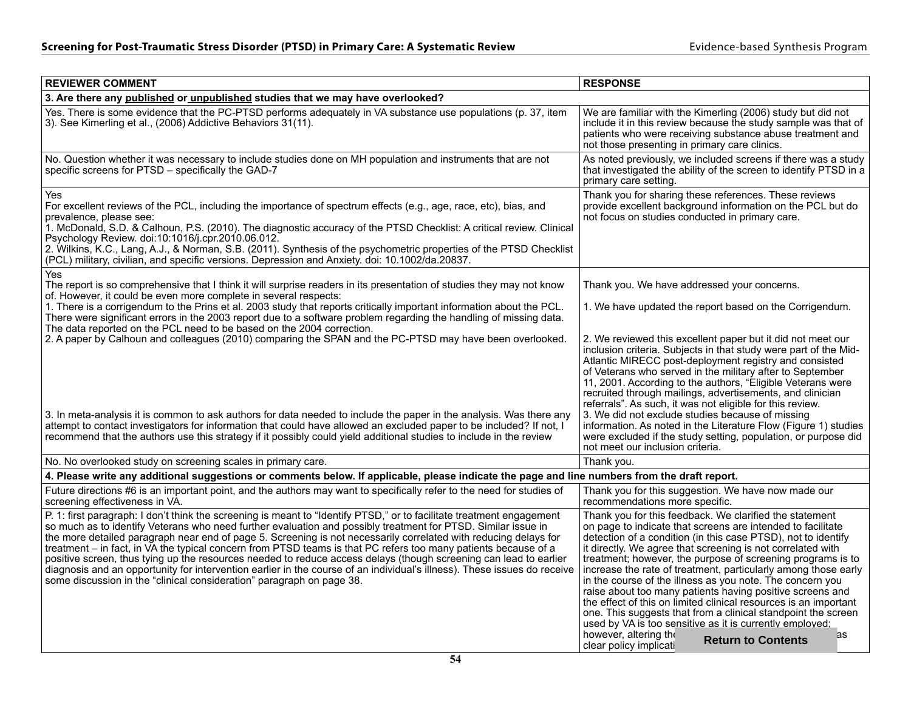| REVIEWER COMMENT | RESPONSE |
|---|---|
| **3. Are there any published or unpublished studies that we may have overlooked?** | |
| Yes. There is some evidence that the PC-PTSD performs adequately in VA substance use populations (p. 37, item 3). See Kimerling et al., (2006) Addictive Behaviors 31(11). | We are familiar with the Kimerling (2006) study but did not include it in this review because the study sample was that of patients who were receiving substance abuse treatment and not those presenting in primary care clinics. |
| No. Question whether it was necessary to include studies done on MH population and instruments that are not specific screens for PTSD – specifically the GAD-7 | As noted previously, we included screens if there was a study that investigated the ability of the screen to identify PTSD in a primary care setting. |
| Yes<br>For excellent reviews of the PCL, including the importance of spectrum effects (e.g., age, race, etc), bias, and prevalence, please see:<br>1. McDonald, S.D. & Calhoun, P.S. (2010). The diagnostic accuracy of the PTSD Checklist: A critical review. Clinical Psychology Review. doi:10:1016/j.cpr.2010.06.012.<br>2. Wilkins, K.C., Lang, A.J., & Norman, S.B. (2011). Synthesis of the psychometric properties of the PTSD Checklist (PCL) military, civilian, and specific versions. Depression and Anxiety. doi: 10.1002/da.20837. | Thank you for sharing these references. These reviews provide excellent background information on the PCL but do not focus on studies conducted in primary care. |
| Yes<br>The report is so comprehensive that I think it will surprise readers in its presentation of studies they may not know of. However, it could be even more complete in several respects:<br>1. There is a corrigendum to the Prins et al. 2003 study that reports critically important information about the PCL. There were significant errors in the 2003 report due to a software problem regarding the handling of missing data. The data reported on the PCL need to be based on the 2004 correction.<br>2. A paper by Calhoun and colleagues (2010) comparing the SPAN and the PC-PTSD may have been overlooked.<br>3. In meta-analysis it is common to ask authors for data needed to include the paper in the analysis. Was there any attempt to contact investigators for information that could have allowed an excluded paper to be included? If not, I recommend that the authors use this strategy if it possibly could yield additional studies to include in the review | Thank you. We have addressed your concerns.<br>1. We have updated the report based on the Corrigendum.<br>2. We reviewed this excellent paper but it did not meet our inclusion criteria. Subjects in that study were part of the Mid-Atlantic MIRECC post-deployment registry and consisted of Veterans who served in the military after to September 11, 2001. According to the authors, "Eligible Veterans were recruited through mailings, advertisements, and clinician referrals". As such, it was not eligible for this review.<br>3. We did not exclude studies because of missing information. As noted in the Literature Flow (Figure 1) studies were excluded if the study setting, population, or purpose did not meet our inclusion criteria. |
| No. No overlooked study on screening scales in primary care. | Thank you. |
| **4. Please write any additional suggestions or comments below. If applicable, please indicate the page and line numbers from the draft report.** | |
| Future directions #6 is an important point, and the authors may want to specifically refer to the need for studies of screening effectiveness in VA. | Thank you for this suggestion. We have now made our recommendations more specific. |
| P. 1: first paragraph: I don't think the screening is meant to "Identify PTSD," or to facilitate treatment engagement so much as to identify Veterans who need further evaluation and possibly treatment for PTSD. Similar issue in the more detailed paragraph near end of page 5. Screening is not necessarily correlated with reducing delays for treatment – in fact, in VA the typical concern from PTSD teams is that PC refers too many patients because of a positive screen, thus tying up the resources needed to reduce access delays (though screening can lead to earlier diagnosis and an opportunity for intervention earlier in the course of an individual's illness). These issues do receive some discussion in the "clinical consideration" paragraph on page 38. | Thank you for this feedback. We clarified the statement on page to indicate that screens are intended to facilitate detection of a condition (in this case PTSD), not to identify it directly. We agree that screening is not correlated with treatment; however, the purpose of screening programs is to increase the rate of treatment, particularly among those early in the course of the illness as you note. The concern you raise about too many patients having positive screens and the effect of this on limited clinical resources is an important one. This suggests that from a clinical standpoint the screen used by VA is too sensitive as it is currently employed; however, altering the ... as clear policy implicati... |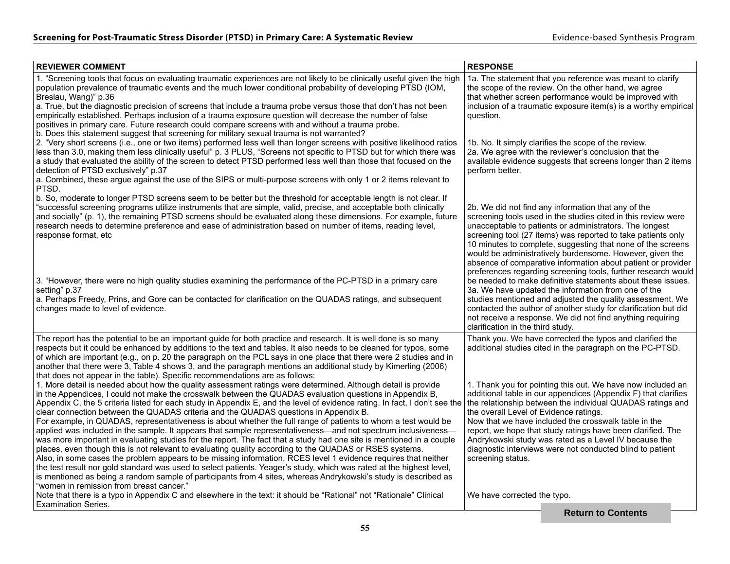| REVIEWER COMMENT | RESPONSE |
| --- | --- |
| 1. "Screening tools that focus on evaluating traumatic experiences are not likely to be clinically useful given the high population prevalence of traumatic events and the much lower conditional probability of developing PTSD (IOM, Breslau, Wang)" p.36<br>a. True, but the diagnostic precision of screens that include a trauma probe versus those that don't has not been empirically established. Perhaps inclusion of a trauma exposure question will decrease the number of false positives in primary care. Future research could compare screens with and without a trauma probe.<br>b. Does this statement suggest that screening for military sexual trauma is not warranted?<br>2. "Very short screens (i.e., one or two items) performed less well than longer screens with positive likelihood ratios less than 3.0, making them less clinically useful" p. 3 PLUS, "Screens not specific to PTSD but for which there was a study that evaluated the ability of the screen to detect PTSD performed less well than those that focused on the detection of PTSD exclusively" p.37<br>a. Combined, these argue against the use of the SIPS or multi-purpose screens with only 1 or 2 items relevant to PTSD.<br>b. So, moderate to longer PTSD screens seem to be better but the threshold for acceptable length is not clear. If "successful screening programs utilize instruments that are simple, valid, precise, and acceptable both clinically and socially" (p. 1), the remaining PTSD screens should be evaluated along these dimensions. For example, future research needs to determine preference and ease of administration based on number of items, reading level, response format, etc<br>3. "However, there were no high quality studies examining the performance of the PC-PTSD in a primary care setting" p.37<br>a. Perhaps Freedy, Prins, and Gore can be contacted for clarification on the QUADAS ratings, and subsequent changes made to level of evidence. | 1a. The statement that you reference was meant to clarify the scope of the review. On the other hand, we agree that whether screen performance would be improved with inclusion of a traumatic exposure item(s) is a worthy empirical question.<br>1b. No. It simply clarifies the scope of the review.<br>2a. We agree with the reviewer's conclusion that the available evidence suggests that screens longer than 2 items perform better.<br>2b. We did not find any information that any of the screening tools used in the studies cited in this review were unacceptable to patients or administrators. The longest screening tool (27 items) was reported to take patients only 10 minutes to complete, suggesting that none of the screens would be administratively burdensome. However, given the absence of comparative information about patient or provider preferences regarding screening tools, further research would be needed to make definitive statements about these issues.<br>3a. We have updated the information from one of the studies mentioned and adjusted the quality assessment. We contacted the author of another study for clarification but did not receive a response. We did not find anything requiring clarification in the third study. |
| The report has the potential to be an important guide for both practice and research. It is well done is so many respects but it could be enhanced by additions to the text and tables. It also needs to be cleaned for typos, some of which are important (e.g., on p. 20 the paragraph on the PCL says in one place that there were 2 studies and in another that there were 3, Table 4 shows 3, and the paragraph mentions an additional study by Kimerling (2006) that does not appear in the table). Specific recommendations are as follows:<br>1. More detail is needed about how the quality assessment ratings were determined. Although detail is provide in the Appendices, I could not make the crosswalk between the QUADAS evaluation questions in Appendix B, Appendix C, the 5 criteria listed for each study in Appendix E, and the level of evidence rating. In fact, I don't see the clear connection between the QUADAS criteria and the QUADAS questions in Appendix B.<br>For example, in QUADAS, representativeness is about whether the full range of patients to whom a test would be applied was included in the sample. It appears that sample representativeness—and not spectrum inclusiveness—was more important in evaluating studies for the report. The fact that a study had one site is mentioned in a couple places, even though this is not relevant to evaluating quality according to the QUADAS or RSES systems.<br>Also, in some cases the problem appears to be missing information. RCES level 1 evidence requires that neither the test result nor gold standard was used to select patients. Yeager's study, which was rated at the highest level, is mentioned as being a random sample of participants from 4 sites, whereas Andrykowski's study is described as "women in remission from breast cancer."<br>Note that there is a typo in Appendix C and elsewhere in the text: it should be "Rational" not "Rationale" Clinical Examination Series. | Thank you. We have corrected the typos and clarified the additional studies cited in the paragraph on the PC-PTSD.<br>1. Thank you for pointing this out. We have now included an additional table in our appendices (Appendix F) that clarifies the relationship between the individual QUADAS ratings and the overall Level of Evidence ratings.<br>Now that we have included the crosswalk table in the report, we hope that study ratings have been clarified. The Andrykowski study was rated as a Level IV because the diagnostic interviews were not conducted blind to patient screening status.<br>We have corrected the typo. |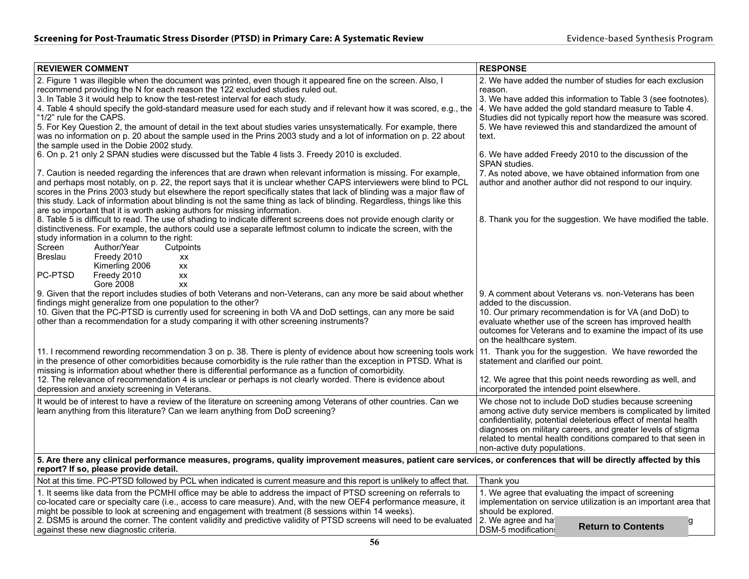| REVIEWER COMMENT | RESPONSE |
| --- | --- |
| 2. Figure 1 was illegible when the document was printed, even though it appeared fine on the screen. Also, I recommend providing the N for each reason the 122 excluded studies ruled out.<br>3. In Table 3 it would help to know the test-retest interval for each study.<br>4. Table 4 should specify the gold-standard measure used for each study and if relevant how it was scored, e.g., the "1/2" rule for the CAPS.<br>5. For Key Question 2, the amount of detail in the text about studies varies unsystematically. For example, there was no information on p. 20 about the sample used in the Prins 2003 study and a lot of information on p. 22 about the sample used in the Dobie 2002 study.<br>6. On p. 21 only 2 SPAN studies were discussed but the Table 4 lists 3. Freedy 2010 is excluded.<br><br>7. Caution is needed regarding the inferences that are drawn when relevant information is missing. For example, and perhaps most notably, on p. 22, the report says that it is unclear whether CAPS interviewers were blind to PCL scores in the Prins 2003 study but elsewhere the report specifically states that lack of blinding was a major flaw of this study. Lack of information about blinding is not the same thing as lack of blinding. Regardless, things like this are so important that it is worth asking authors for missing information.<br>8. Table 5 is difficult to read. The use of shading to indicate different screens does not provide enough clarity or distinctiveness. For example, the authors could use a separate leftmost column to indicate the screen, with the study information in a column to the right:<br>Screen Author/Year Cutpoints<br>Breslau Freedy 2010 xx<br>Kimerling 2006 xx<br>PC-PTSD Freedy 2010 xx<br>Gore 2008 xx<br>9. Given that the report includes studies of both Veterans and non-Veterans, can any more be said about whether findings might generalize from one population to the other?<br>10. Given that the PC-PTSD is currently used for screening in both VA and DoD settings, can any more be said other than a recommendation for a study comparing it with other screening instruments?<br><br>11. I recommend rewording recommendation 3 on p. 38. There is plenty of evidence about how screening tools work in the presence of other comorbidities because comorbidity is the rule rather than the exception in PTSD. What is missing is information about whether there is differential performance as a function of comorbidity.<br>12. The relevance of recommendation 4 is unclear or perhaps is not clearly worded. There is evidence about depression and anxiety screening in Veterans. | 2. We have added the number of studies for each exclusion reason.<br>3. We have added this information to Table 3 (see footnotes).<br>4. We have added the gold standard measure to Table 4. Studies did not typically report how the measure was scored.<br>5. We have reviewed this and standardized the amount of text.<br><br>6. We have added Freedy 2010 to the discussion of the SPAN studies.<br>7. As noted above, we have obtained information from one author and another author did not respond to our inquiry.<br><br>8. Thank you for the suggestion. We have modified the table.<br><br>9. A comment about Veterans vs. non-Veterans has been added to the discussion.<br>10. Our primary recommendation is for VA (and DoD) to evaluate whether use of the screen has improved health outcomes for Veterans and to examine the impact of its use on the healthcare system.<br><br>11. Thank you for the suggestion. We have reworded the statement and clarified our point.<br><br>12. We agree that this point needs rewording as well, and incorporated the intended point elsewhere. |
| It would be of interest to have a review of the literature on screening among Veterans of other countries. Can we learn anything from this literature? Can we learn anything from DoD screening? | We chose not to include DoD studies because screening among active duty service members is complicated by limited confidentiality, potential deleterious effect of mental health diagnoses on military careers, and greater levels of stigma related to mental health conditions compared to that seen in non-active duty populations. |
| **5. Are there any clinical performance measures, programs, quality improvement measures, patient care services, or conferences that will be directly affected by this report? If so, please provide detail.** | |
| Not at this time. PC-PTSD followed by PCL when indicated is current measure and this report is unlikely to affect that. | Thank you |
| 1. It seems like data from the PCMHI office may be able to address the impact of PTSD screening on referrals to co-located care or specialty care (i.e., access to care measure). And, with the new OEF4 performance measure, it might be possible to look at screening and engagement with treatment (8 sessions within 14 weeks).<br>2. DSM5 is around the corner. The content validity and predictive validity of PTSD screens will need to be evaluated against these new diagnostic criteria. | 1. We agree that evaluating the impact of screening implementation on service utilization is an important area that should be explored.<br>2. We agree and ha[...]g DSM-5 modification[...] |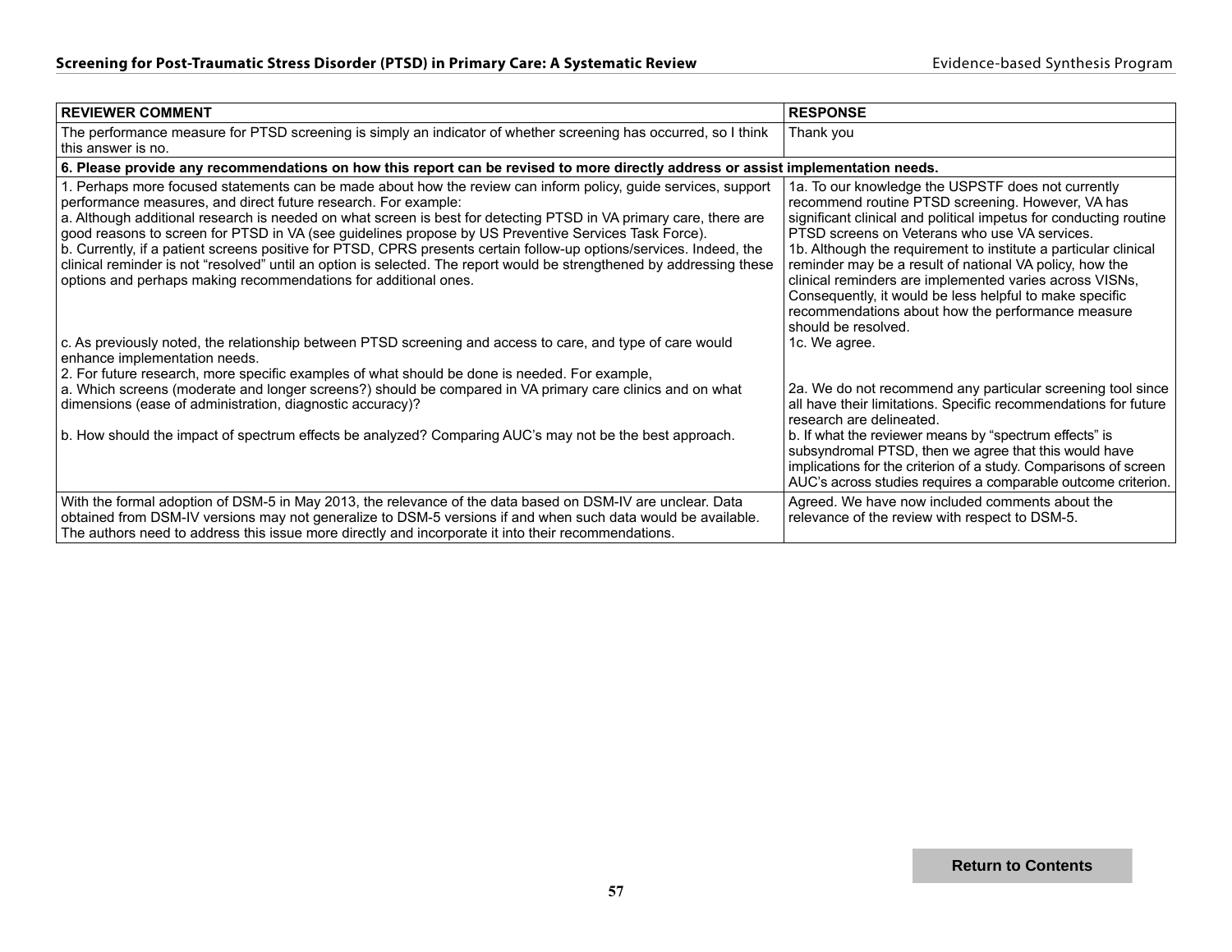| REVIEWER COMMENT | RESPONSE |
|---|---|
| The performance measure for PTSD screening is simply an indicator of whether screening has occurred, so I think this answer is no. | Thank you |
| **6. Please provide any recommendations on how this report can be revised to more directly address or assist implementation needs.** | |
| 1. Perhaps more focused statements can be made about how the review can inform policy, guide services, support performance measures, and direct future research. For example:<br>a. Although additional research is needed on what screen is best for detecting PTSD in VA primary care, there are good reasons to screen for PTSD in VA (see guidelines propose by US Preventive Services Task Force).<br>b. Currently, if a patient screens positive for PTSD, CPRS presents certain follow-up options/services. Indeed, the clinical reminder is not "resolved" until an option is selected. The report would be strengthened by addressing these options and perhaps making recommendations for additional ones. | 1a. To our knowledge the USPSTF does not currently recommend routine PTSD screening. However, VA has significant clinical and political impetus for conducting routine PTSD screens on Veterans who use VA services.<br>1b. Although the requirement to institute a particular clinical reminder may be a result of national VA policy, how the clinical reminders are implemented varies across VISNs, Consequently, it would be less helpful to make specific recommendations about how the performance measure should be resolved. |
| c. As previously noted, the relationship between PTSD screening and access to care, and type of care would enhance implementation needs. | 1c. We agree. |
| 2. For future research, more specific examples of what should be done is needed. For example,<br>a. Which screens (moderate and longer screens?) should be compared in VA primary care clinics and on what dimensions (ease of administration, diagnostic accuracy)? | 2a. We do not recommend any particular screening tool since all have their limitations. Specific recommendations for future research are delineated. |
| b. How should the impact of spectrum effects be analyzed? Comparing AUC's may not be the best approach. | b. If what the reviewer means by "spectrum effects" is subsyndromal PTSD, then we agree that this would have implications for the criterion of a study. Comparisons of screen AUC's across studies requires a comparable outcome criterion. |
| With the formal adoption of DSM-5 in May 2013, the relevance of the data based on DSM-IV are unclear. Data obtained from DSM-IV versions may not generalize to DSM-5 versions if and when such data would be available. The authors need to address this issue more directly and incorporate it into their recommendations. | Agreed. We have now included comments about the relevance of the review with respect to DSM-5. |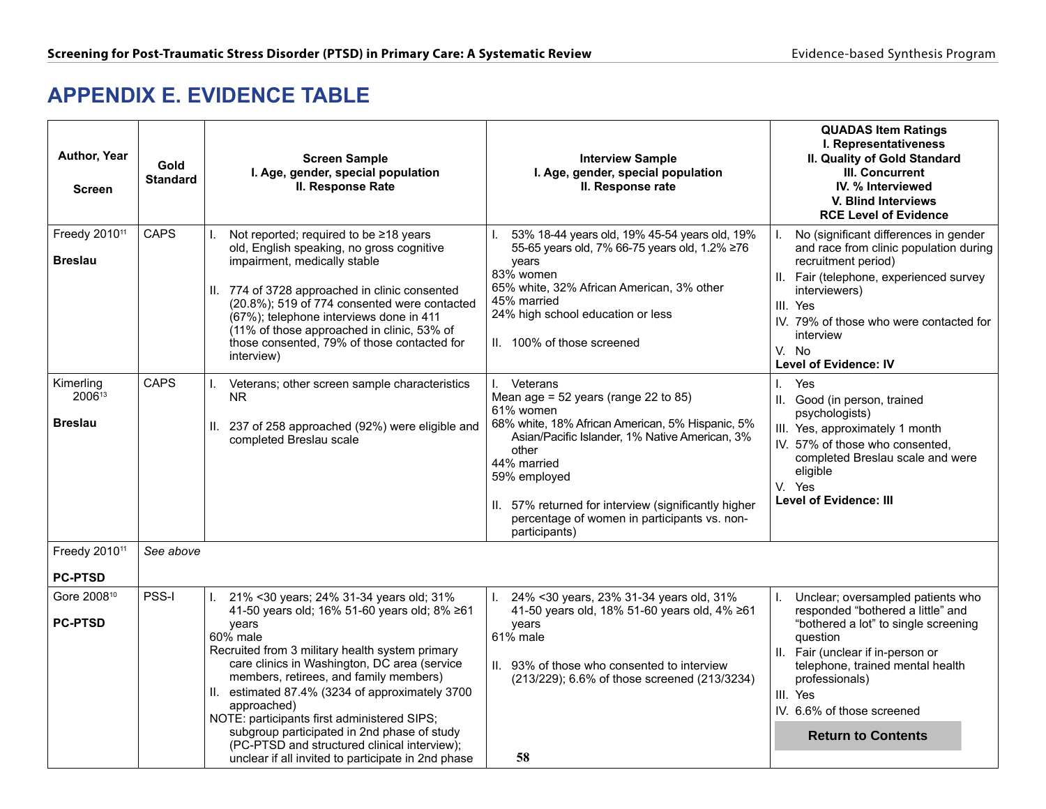# APPENDIX E. EVIDENCE TABLE

| Author, Year<br><br>Screen | Gold Standard | Screen Sample<br>I. Age, gender, special population<br>II. Response Rate | Interview Sample<br>I. Age, gender, special population<br>II. Response rate | QUADAS Item Ratings<br>I. Representativeness<br>II. Quality of Gold Standard<br>III. Concurrent<br>IV. % Interviewed<br>V. Blind Interviews<br>RCE Level of Evidence |
|---|---|---|---|---|
| Freedy 2010[11]<br><br>**Breslau** | CAPS | I. Not reported; required to be ≥18 years old, English speaking, no gross cognitive impairment, medically stable<br><br>II. 774 of 3728 approached in clinic consented (20.8%); 519 of 774 consented were contacted (67%); telephone interviews done in 411 (11% of those approached in clinic, 53% of those consented, 79% of those contacted for interview) | I. 53% 18-44 years old, 19% 45-54 years old, 19% 55-65 years old, 7% 66-75 years old, 1.2% ≥76 years<br>83% women<br>65% white, 32% African American, 3% other<br>45% married<br>24% high school education or less<br><br>II. 100% of those screened | I. No (significant differences in gender and race from clinic population during recruitment period)<br>II. Fair (telephone, experienced survey interviewers)<br>III. Yes<br>IV. 79% of those who were contacted for interview<br>V. No<br>**Level of Evidence: IV** |
| Kimerling 2006[13]<br><br>**Breslau** | CAPS | I. Veterans; other screen sample characteristics NR<br><br>II. 237 of 258 approached (92%) were eligible and completed Breslau scale | I. Veterans<br>Mean age = 52 years (range 22 to 85)<br>61% women<br>68% white, 18% African American, 5% Hispanic, 5% Asian/Pacific Islander, 1% Native American, 3% other<br>44% married<br>59% employed<br><br>II. 57% returned for interview (significantly higher percentage of women in participants vs. non-participants) | I. Yes<br>II. Good (in person, trained psychologists)<br>III. Yes, approximately 1 month<br>IV. 57% of those who consented, completed Breslau scale and were eligible<br>V. Yes<br>**Level of Evidence: III** |
| Freedy 2010[11]<br><br>**PC-PTSD** | *See above* | | | |
| Gore 2008[10]<br><br>**PC-PTSD** | PSS-I | I. 21% <30 years; 24% 31-34 years old; 31% 41-50 years old; 16% 51-60 years old; 8% ≥61 years<br>60% male<br>Recruited from 3 military health system primary care clinics in Washington, DC area (service members, retirees, and family members)<br>II. estimated 87.4% (3234 of approximately 3700 approached)<br>NOTE: participants first administered SIPS; subgroup participated in 2nd phase of study (PC-PTSD and structured clinical interview); unclear if all invited to participate in 2nd phase | I. 24% <30 years, 23% 31-34 years old, 31% 41-50 years old, 18% 51-60 years old, 4% ≥61 years<br>61% male<br><br>II. 93% of those who consented to interview (213/229); 6.6% of those screened (213/3234) | I. Unclear; oversampled patients who responded "bothered a little" and "bothered a lot" to single screening question<br>II. Fair (unclear if in-person or telephone, trained mental health professionals)<br>III. Yes<br>IV. 6.6% of those screened |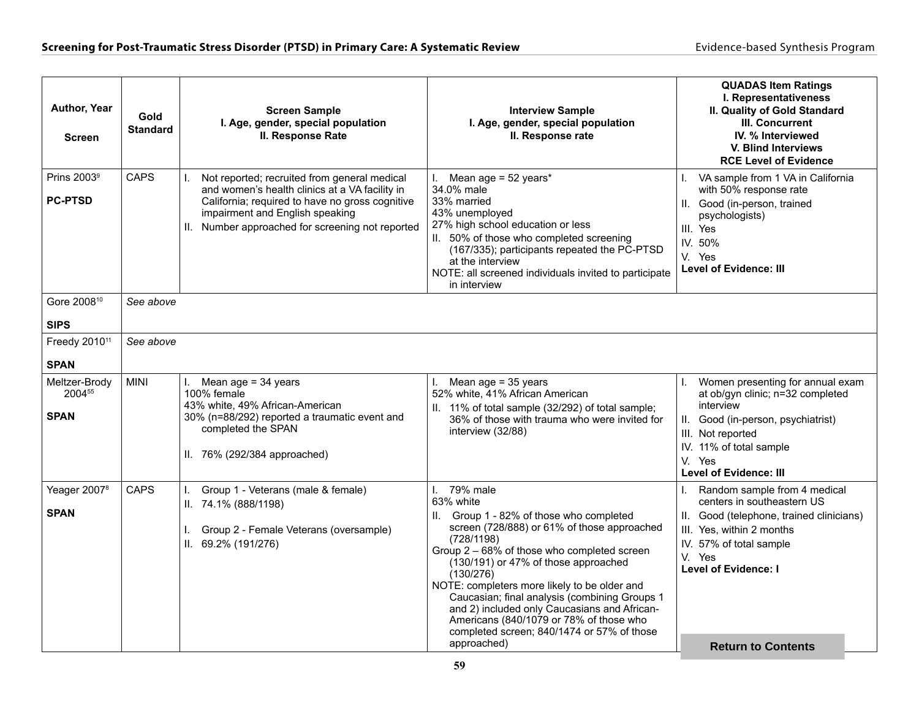| Author, Year<br><br>Screen | Gold Standard | Screen Sample<br>I. Age, gender, special population<br>II. Response Rate | Interview Sample<br>I. Age, gender, special population<br>II. Response rate | QUADAS Item Ratings<br>I. Representativeness<br>II. Quality of Gold Standard<br>III. Concurrent<br>IV. % Interviewed<br>V. Blind Interviews<br>RCE Level of Evidence |
|---|---|---|---|---|
| Prins 2003[9]<br><br>**PC-PTSD** | CAPS | I. Not reported; recruited from general medical and women's health clinics at a VA facility in California; required to have no gross cognitive impairment and English speaking<br>II. Number approached for screening not reported | I. Mean age = 52 years*<br>34.0% male<br>33% married<br>43% unemployed<br>27% high school education or less<br>II. 50% of those who completed screening (167/335); participants repeated the PC-PTSD at the interview<br>NOTE: all screened individuals invited to participate in interview | I. VA sample from 1 VA in California with 50% response rate<br>II. Good (in-person, trained psychologists)<br>III. Yes<br>IV. 50%<br>V. Yes<br>**Level of Evidence: III** |
| Gore 2008[10]<br><br>**SIPS** | *See above* | | | |
| Freedy 2010[11]<br><br>**SPAN** | *See above* | | | |
| Meltzer-Brody 2004[55]<br><br>**SPAN** | MINI | I. Mean age = 34 years<br>100% female<br>43% white, 49% African-American<br>30% (n=88/292) reported a traumatic event and completed the SPAN<br><br>II. 76% (292/384 approached) | I. Mean age = 35 years<br>52% white, 41% African American<br>II. 11% of total sample (32/292) of total sample; 36% of those with trauma who were invited for interview (32/88) | I. Women presenting for annual exam at ob/gyn clinic; n=32 completed interview<br>II. Good (in-person, psychiatrist)<br>III. Not reported<br>IV. 11% of total sample<br>V. Yes<br>**Level of Evidence: III** |
| Yeager 2007[8]<br><br>**SPAN** | CAPS | I. Group 1 - Veterans (male & female)<br>II. 74.1% (888/1198)<br><br>I. Group 2 - Female Veterans (oversample)<br>II. 69.2% (191/276) | I. 79% male<br>63% white<br>II. Group 1 - 82% of those who completed screen (728/888) or 61% of those approached (728/1198)<br>Group 2 – 68% of those who completed screen (130/191) or 47% of those approached (130/276)<br>NOTE: completers more likely to be older and Caucasian; final analysis (combining Groups 1 and 2) included only Caucasians and African-Americans (840/1079 or 78% of those who completed screen; 840/1474 or 57% of those approached) | I. Random sample from 4 medical centers in southeastern US<br>II. Good (telephone, trained clinicians)<br>III. Yes, within 2 months<br>IV. 57% of total sample<br>V. Yes<br>**Level of Evidence: I** |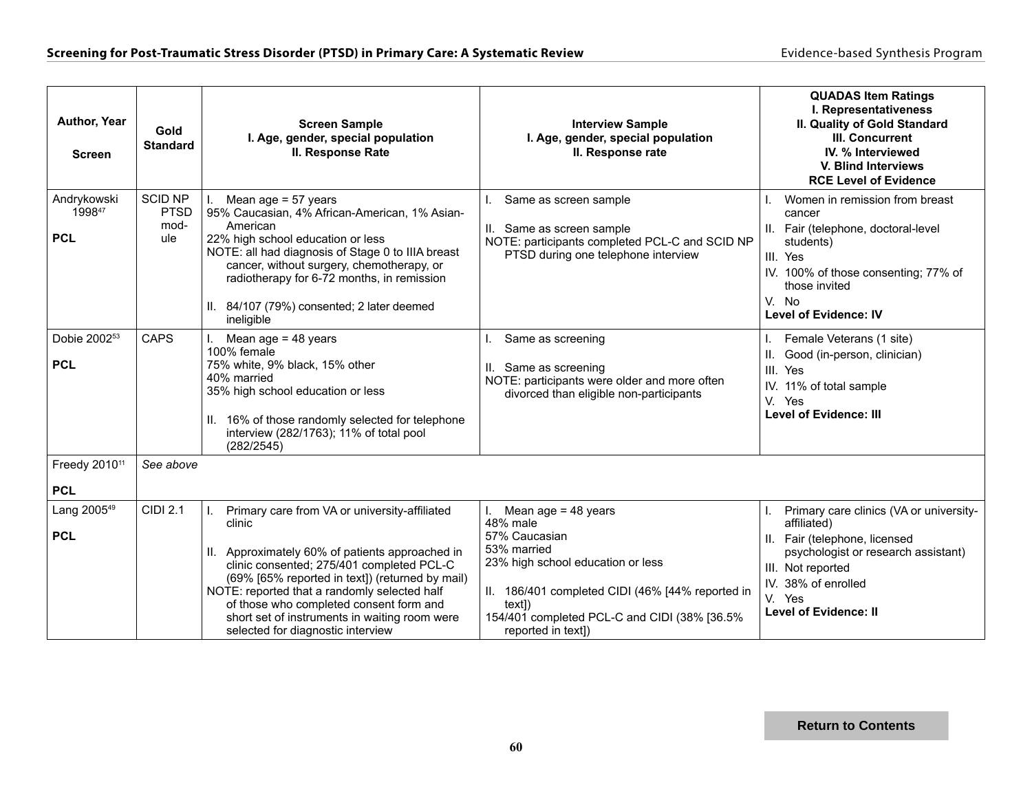| Author, Year<br><br>Screen | Gold Standard | Screen Sample<br>I. Age, gender, special population<br>II. Response Rate | Interview Sample<br>I. Age, gender, special population<br>II. Response rate | QUADAS Item Ratings<br>I. Representativeness<br>II. Quality of Gold Standard<br>III. Concurrent<br>IV. % Interviewed<br>V. Blind Interviews<br>RCE Level of Evidence |
|---|---|---|---|---|
| Andrykowski 1998[47]<br><br>**PCL** | SCID NP PTSD module | I. Mean age = 57 years<br>95% Caucasian, 4% African-American, 1% Asian-American<br>22% high school education or less<br>NOTE: all had diagnosis of Stage 0 to IIIA breast cancer, without surgery, chemotherapy, or radiotherapy for 6-72 months, in remission<br><br>II. 84/107 (79%) consented; 2 later deemed ineligible | I. Same as screen sample<br><br>II. Same as screen sample<br>NOTE: participants completed PCL-C and SCID NP PTSD during one telephone interview | I. Women in remission from breast cancer<br>II. Fair (telephone, doctoral-level students)<br>III. Yes<br>IV. 100% of those consenting; 77% of those invited<br>V. No<br>**Level of Evidence: IV** |
| Dobie 2002[53]<br><br>**PCL** | CAPS | I. Mean age = 48 years<br>100% female<br>75% white, 9% black, 15% other<br>40% married<br>35% high school education or less<br><br>II. 16% of those randomly selected for telephone interview (282/1763); 11% of total pool (282/2545) | I. Same as screening<br><br>II. Same as screening<br>NOTE: participants were older and more often divorced than eligible non-participants | I. Female Veterans (1 site)<br>II. Good (in-person, clinician)<br>III. Yes<br>IV. 11% of total sample<br>V. Yes<br>**Level of Evidence: III** |
| Freedy 2010[11]<br><br>**PCL** | *See above* | | | |
| Lang 2005[49]<br><br>**PCL** | CIDI 2.1 | I. Primary care from VA or university-affiliated clinic<br><br>II. Approximately 60% of patients approached in clinic consented; 275/401 completed PCL-C (69% [65% reported in text]) (returned by mail)<br>NOTE: reported that a randomly selected half of those who completed consent form and short set of instruments in waiting room were selected for diagnostic interview | I. Mean age = 48 years<br>48% male<br>57% Caucasian<br>53% married<br>23% high school education or less<br><br>II. 186/401 completed CIDI (46% [44% reported in text])<br>154/401 completed PCL-C and CIDI (38% [36.5% reported in text]) | I. Primary care clinics (VA or university-affiliated)<br>II. Fair (telephone, licensed psychologist or research assistant)<br>III. Not reported<br>IV. 38% of enrolled<br>V. Yes<br>**Level of Evidence: II** |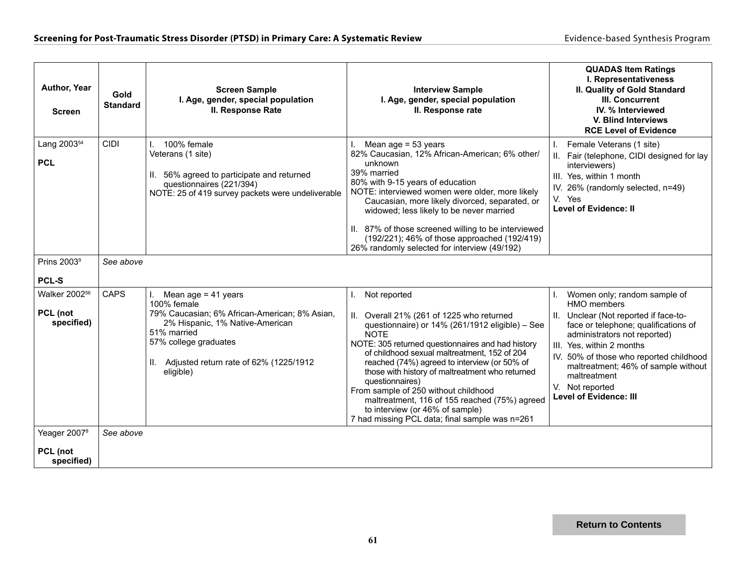| Author, Year<br><br>Screen | Gold Standard | Screen Sample<br>I. Age, gender, special population<br>II. Response Rate | Interview Sample<br>I. Age, gender, special population<br>II. Response rate | QUADAS Item Ratings<br>I. Representativeness<br>II. Quality of Gold Standard<br>III. Concurrent<br>IV. % Interviewed<br>V. Blind Interviews<br>RCE Level of Evidence |
|---|---|---|---|---|
| Lang 2003[54]<br><br>**PCL** | CIDI | I. 100% female<br>Veterans (1 site)<br><br>II. 56% agreed to participate and returned questionnaires (221/394)<br>NOTE: 25 of 419 survey packets were undeliverable | I. Mean age = 53 years<br>82% Caucasian, 12% African-American; 6% other/unknown<br>39% married<br>80% with 9-15 years of education<br>NOTE: interviewed women were older, more likely Caucasian, more likely divorced, separated, or widowed; less likely to be never married<br><br>II. 87% of those screened willing to be interviewed (192/221); 46% of those approached (192/419)<br>26% randomly selected for interview (49/192) | I. Female Veterans (1 site)<br>II. Fair (telephone, CIDI designed for lay interviewers)<br>III. Yes, within 1 month<br>IV. 26% (randomly selected, n=49)<br>V. Yes<br>**Level of Evidence: II** |
| Prins 2003[9]<br><br>**PCL-S** | *See above* | | | |
| Walker 2002[56]<br><br>**PCL (not specified)** | CAPS | I. Mean age = 41 years<br>100% female<br>79% Caucasian; 6% African-American; 8% Asian, 2% Hispanic, 1% Native-American<br>51% married<br>57% college graduates<br><br>II. Adjusted return rate of 62% (1225/1912 eligible) | I. Not reported<br><br>II. Overall 21% (261 of 1225 who returned questionnaire) or 14% (261/1912 eligible) – See NOTE<br>NOTE: 305 returned questionnaires and had history of childhood sexual maltreatment, 152 of 204 reached (74%) agreed to interview (or 50% of those with history of maltreatment who returned questionnaires)<br>From sample of 250 without childhood maltreatment, 116 of 155 reached (75%) agreed to interview (or 46% of sample)<br>7 had missing PCL data; final sample was n=261 | I. Women only; random sample of HMO members<br>II. Unclear (Not reported if face-to-face or telephone; qualifications of administrators not reported)<br>III. Yes, within 2 months<br>IV. 50% of those who reported childhood maltreatment; 46% of sample without maltreatment<br>V. Not reported<br>**Level of Evidence: III** |
| Yeager 2007[8]<br><br>**PCL (not specified)** | *See above* | | | |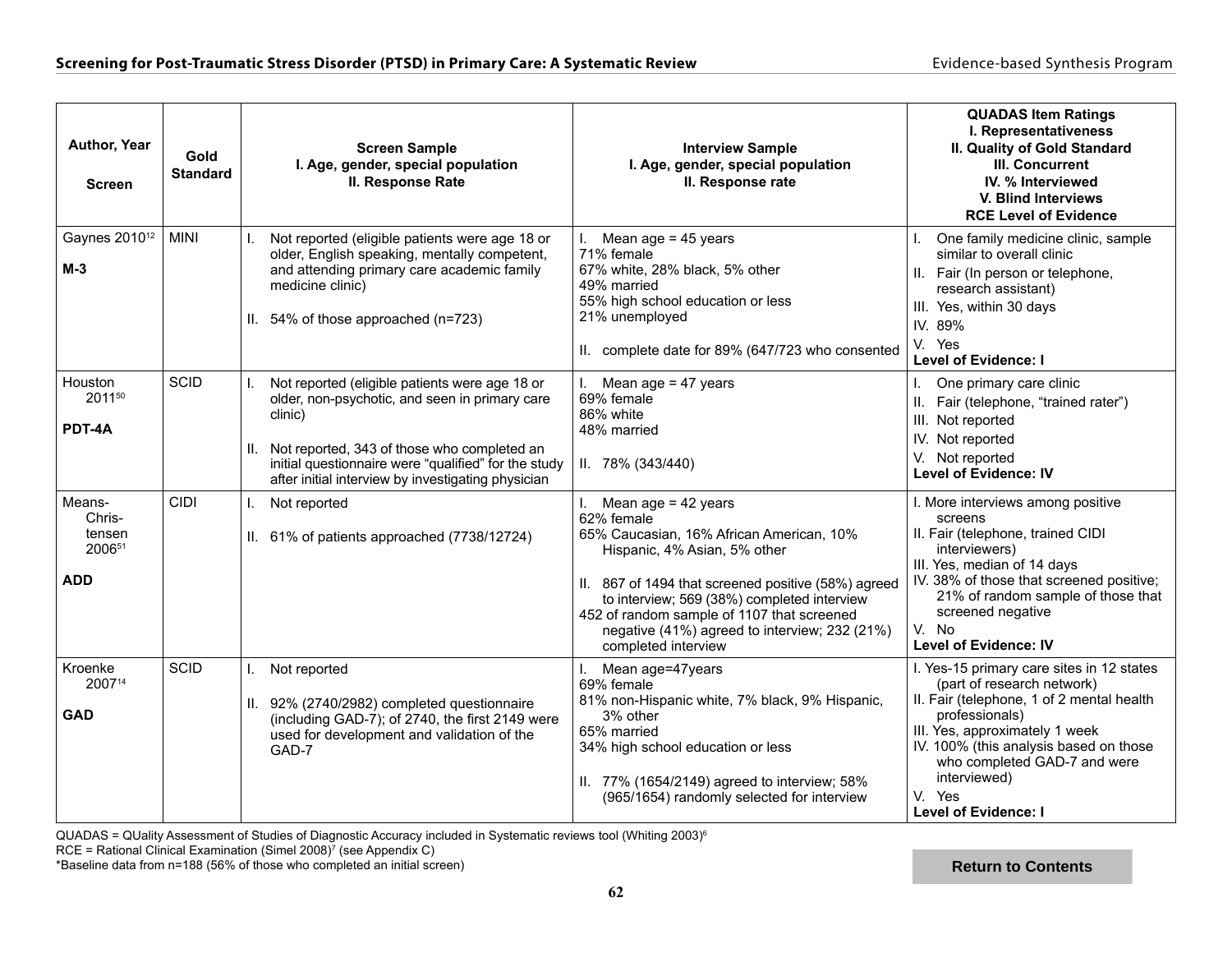| Author, Year<br><br>Screen | Gold Standard | Screen Sample<br>I. Age, gender, special population<br>II. Response Rate | Interview Sample<br>I. Age, gender, special population<br>II. Response rate | QUADAS Item Ratings<br>I. Representativeness<br>II. Quality of Gold Standard<br>III. Concurrent<br>IV. % Interviewed<br>V. Blind Interviews<br>RCE Level of Evidence |
|---|---|---|---|---|
| Gaynes 2010[12]<br><br>**M-3** | MINI | I. Not reported (eligible patients were age 18 or older, English speaking, mentally competent, and attending primary care academic family medicine clinic)<br><br>II. 54% of those approached (n=723) | I. Mean age = 45 years<br>71% female<br>67% white, 28% black, 5% other<br>49% married<br>55% high school education or less<br>21% unemployed<br><br>II. complete date for 89% (647/723 who consented | I. One family medicine clinic, sample similar to overall clinic<br>II. Fair (In person or telephone, research assistant)<br>III. Yes, within 30 days<br>IV. 89%<br>V. Yes<br>**Level of Evidence: I** |
| Houston 2011[50]<br><br>**PDT-4A** | SCID | I. Not reported (eligible patients were age 18 or older, non-psychotic, and seen in primary care clinic)<br><br>II. Not reported, 343 of those who completed an initial questionnaire were "qualified" for the study after initial interview by investigating physician | I. Mean age = 47 years<br>69% female<br>86% white<br>48% married<br><br>II. 78% (343/440) | I. One primary care clinic<br>II. Fair (telephone, "trained rater")<br>III. Not reported<br>IV. Not reported<br>V. Not reported<br>**Level of Evidence: IV** |
| Means-Christensen 2006[51]<br><br>**ADD** | CIDI | I. Not reported<br><br>II. 61% of patients approached (7738/12724) | I. Mean age = 42 years<br>62% female<br>65% Caucasian, 16% African American, 10% Hispanic, 4% Asian, 5% other<br><br>II. 867 of 1494 that screened positive (58%) agreed to interview; 569 (38%) completed interview<br>452 of random sample of 1107 that screened negative (41%) agreed to interview; 232 (21%) completed interview | I. More interviews among positive screens<br>II. Fair (telephone, trained CIDI interviewers)<br>III. Yes, median of 14 days<br>IV. 38% of those that screened positive; 21% of random sample of those that screened negative<br>V. No<br>**Level of Evidence: IV** |
| Kroenke 2007[14]<br><br>**GAD** | SCID | I. Not reported<br><br>II. 92% (2740/2982) completed questionnaire (including GAD-7); of 2740, the first 2149 were used for development and validation of the GAD-7 | I. Mean age=47years<br>69% female<br>81% non-Hispanic white, 7% black, 9% Hispanic, 3% other<br>65% married<br>34% high school education or less<br><br>II. 77% (1654/2149) agreed to interview; 58% (965/1654) randomly selected for interview | I. Yes-15 primary care sites in 12 states (part of research network)<br>II. Fair (telephone, 1 of 2 mental health professionals)<br>III. Yes, approximately 1 week<br>IV. 100% (this analysis based on those who completed GAD-7 and were interviewed)<br>V. Yes<br>**Level of Evidence: I** |

QUADAS = QUality Assessment of Studies of Diagnostic Accuracy included in Systematic reviews tool (Whiting 2003)[6]
RCE = Rational Clinical Examination (Simel 2008)[7] (see Appendix C)
*Baseline data from n=188 (56% of those who completed an initial screen)

Return to Contents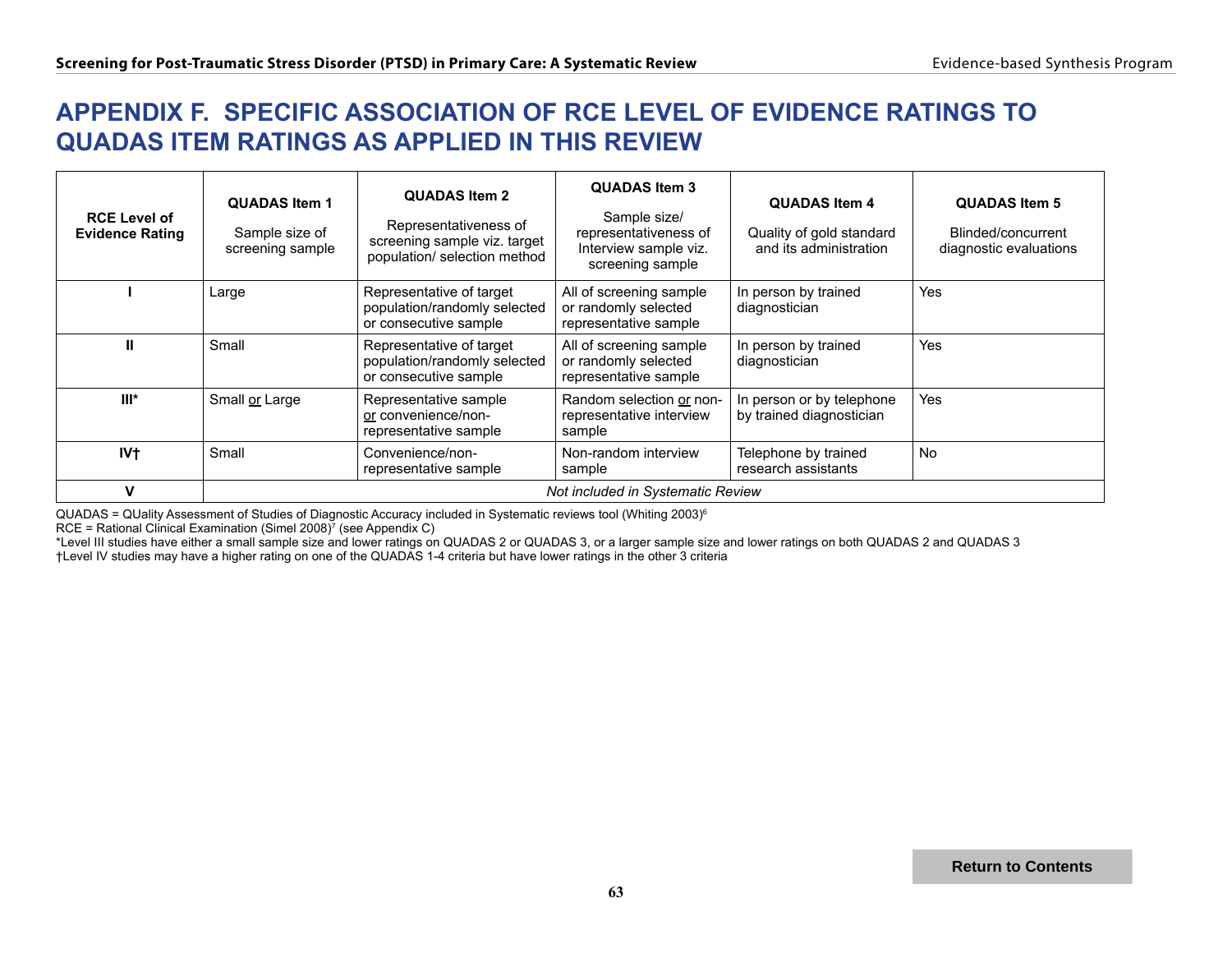# APPENDIX F. SPECIFIC ASSOCIATION OF RCE LEVEL OF EVIDENCE RATINGS TO QUADAS ITEM RATINGS AS APPLIED IN THIS REVIEW

| RCE Level of Evidence Rating | QUADAS Item 1 Sample size of screening sample | QUADAS Item 2 Representativeness of screening sample viz. target population/ selection method | QUADAS Item 3 Sample size/ representativeness of Interview sample viz. screening sample | QUADAS Item 4 Quality of gold standard and its administration | QUADAS Item 5 Blinded/concurrent diagnostic evaluations |
|---|---|---|---|---|---|
| **I** | Large | Representative of target population/randomly selected or consecutive sample | All of screening sample or randomly selected representative sample | In person by trained diagnostician | Yes |
| **II** | Small | Representative of target population/randomly selected or consecutive sample | All of screening sample or randomly selected representative sample | In person by trained diagnostician | Yes |
| **III*** | Small or Large | Representative sample or convenience/non-representative sample | Random selection or non-representative interview sample | In person or by telephone by trained diagnostician | Yes |
| **IV†** | Small | Convenience/non-representative sample | Non-random interview sample | Telephone by trained research assistants | No |
| **V** | *Not included in Systematic Review* | | | | |

QUADAS = QUality Assessment of Studies of Diagnostic Accuracy included in Systematic reviews tool (Whiting 2003)[6]
RCE = Rational Clinical Examination (Simel 2008)[7] (see Appendix C)
*Level III studies have either a small sample size and lower ratings on QUADAS 2 or QUADAS 3, or a larger sample size and lower ratings on both QUADAS 2 and QUADAS 3
†Level IV studies may have a higher rating on one of the QUADAS 1-4 criteria but have lower ratings in the other 3 criteria

Return to Contents